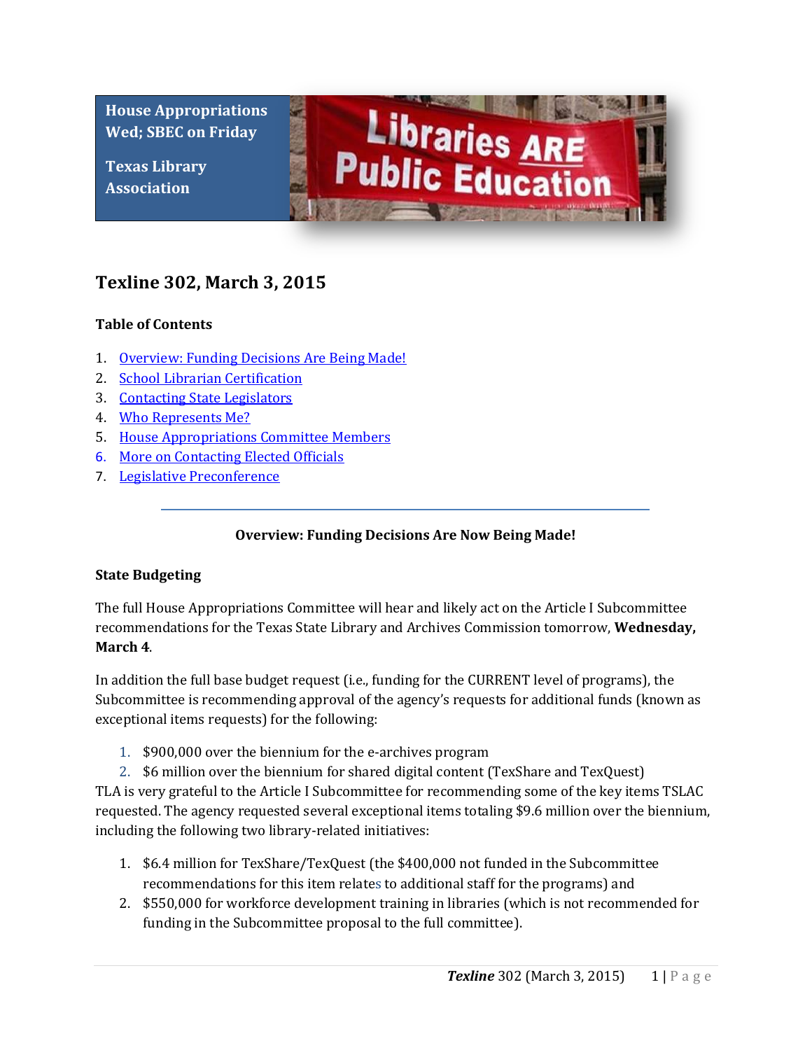House Appropriations Wed; SBEC on Friday

Texas Library Association

# Texline 302, March 3, 2015

### Table of Contents

1. Overview: Funding Decisions Are Being Made!
2. School Librarian Certification
3. Contacting State Legislators
4. Who Represents Me?
5. House Appropriations Committee Members
6. More on Contacting Elected Officials
7. Legislative Preconference

---

## Overview: Funding Decisions Are Now Being Made!

### State Budgeting

The full House Appropriations Committee will hear and likely act on the Article I Subcommittee recommendations for the Texas State Library and Archives Commission tomorrow, **Wednesday, March 4**.

In addition the full base budget request (i.e., funding for the CURRENT level of programs), the Subcommittee is recommending approval of the agency's requests for additional funds (known as exceptional items requests) for the following:

1. $900,000 over the biennium for the e-archives program
2. $6 million over the biennium for shared digital content (TexShare and TexQuest)

TLA is very grateful to the Article I Subcommittee for recommending some of the key items TSLAC requested. The agency requested several exceptional items totaling $9.6 million over the biennium, including the following two library-related initiatives:

1. $6.4 million for TexShare/TexQuest (the $400,000 not funded in the Subcommittee recommendations for this item relates to additional staff for the programs) and
2. $550,000 for workforce development training in libraries (which is not recommended for funding in the Subcommittee proposal to the full committee).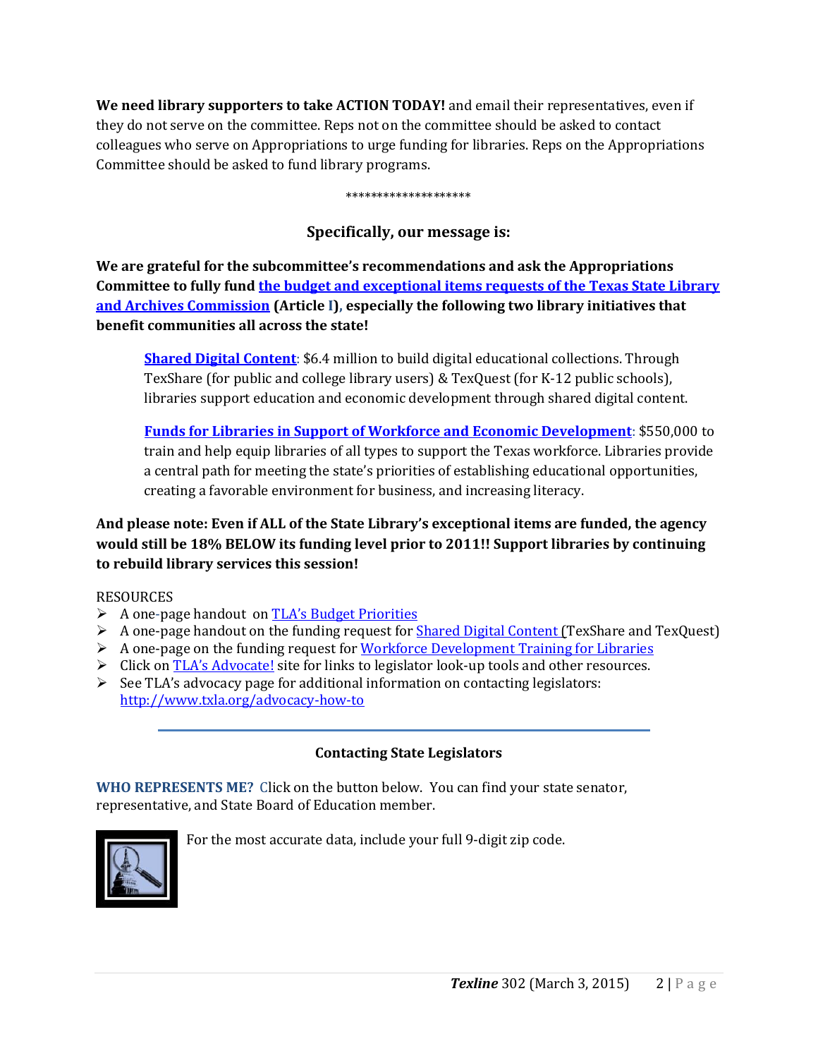**We need library supporters to take ACTION TODAY!** and email their representatives, even if they do not serve on the committee. Reps not on the committee should be asked to contact colleagues who serve on Appropriations to urge funding for libraries. Reps on the Appropriations Committee should be asked to fund library programs.

*******************

### Specifically, our message is:

**We are grateful for the subcommittee's recommendations and ask the Appropriations Committee to fully fund the budget and exceptional items requests of the Texas State Library and Archives Commission (Article I), especially the following two library initiatives that benefit communities all across the state!**

> **Shared Digital Content**: $6.4 million to build digital educational collections. Through TexShare (for public and college library users) & TexQuest (for K-12 public schools), libraries support education and economic development through shared digital content.
>
> **Funds for Libraries in Support of Workforce and Economic Development**: $550,000 to train and help equip libraries of all types to support the Texas workforce. Libraries provide a central path for meeting the state's priorities of establishing educational opportunities, creating a favorable environment for business, and increasing literacy.

**And please note: Even if ALL of the State Library's exceptional items are funded, the agency would still be 18% BELOW its funding level prior to 2011!! Support libraries by continuing to rebuild library services this session!**

RESOURCES

- A one-page handout on TLA's Budget Priorities
- A one-page handout on the funding request for Shared Digital Content (TexShare and TexQuest)
- A one-page on the funding request for Workforce Development Training for Libraries
- Click on TLA's Advocate! site for links to legislator look-up tools and other resources.
- See TLA's advocacy page for additional information on contacting legislators: http://www.txla.org/advocacy-how-to

---

### Contacting State Legislators

**WHO REPRESENTS ME?** Click on the button below. You can find your state senator, representative, and State Board of Education member.

For the most accurate data, include your full 9-digit zip code.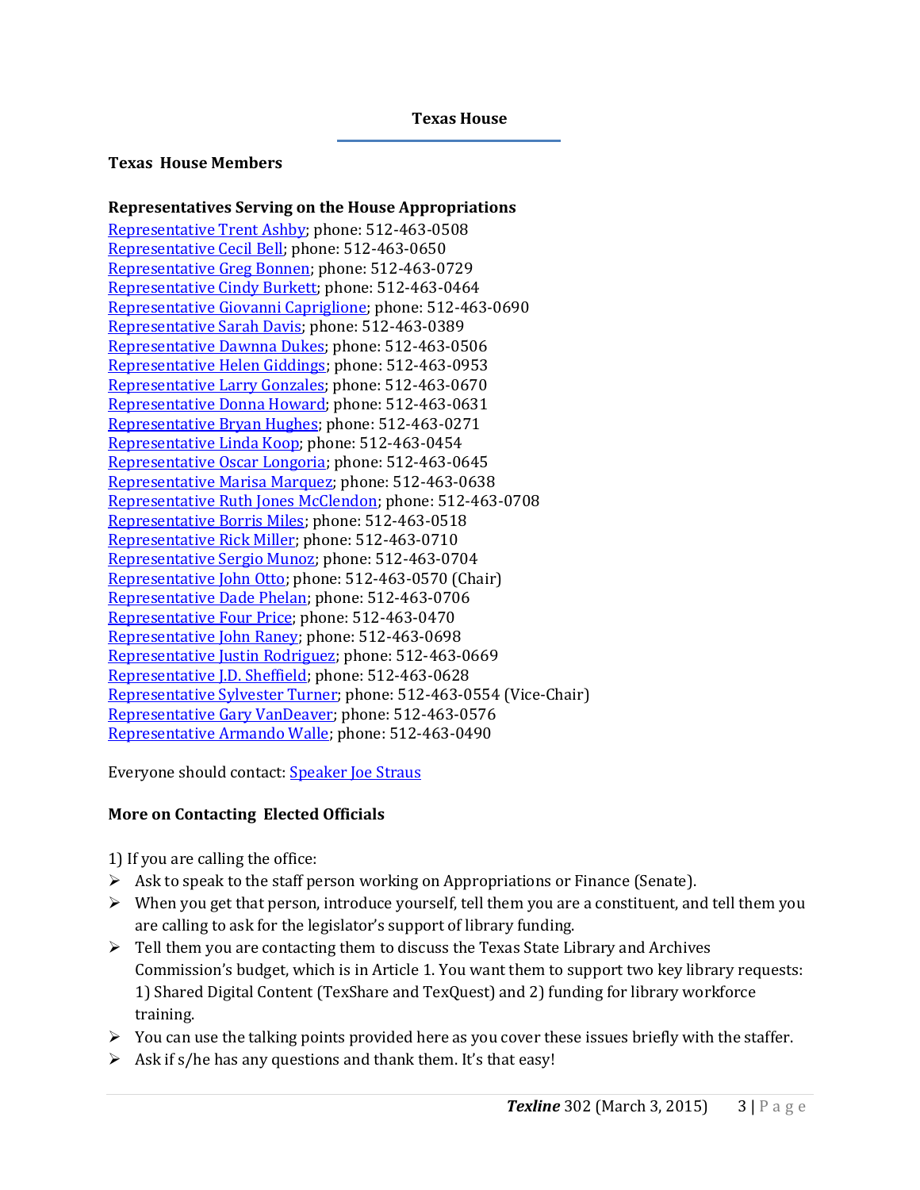## Texas House

### Texas House Members

**Representatives Serving on the House Appropriations**

Representative Trent Ashby; phone: 512-463-0508
Representative Cecil Bell; phone: 512-463-0650
Representative Greg Bonnen; phone: 512-463-0729
Representative Cindy Burkett; phone: 512-463-0464
Representative Giovanni Capriglione; phone: 512-463-0690
Representative Sarah Davis; phone: 512-463-0389
Representative Dawnna Dukes; phone: 512-463-0506
Representative Helen Giddings; phone: 512-463-0953
Representative Larry Gonzales; phone: 512-463-0670
Representative Donna Howard; phone: 512-463-0631
Representative Bryan Hughes; phone: 512-463-0271
Representative Linda Koop; phone: 512-463-0454
Representative Oscar Longoria; phone: 512-463-0645
Representative Marisa Marquez; phone: 512-463-0638
Representative Ruth Jones McClendon; phone: 512-463-0708
Representative Borris Miles; phone: 512-463-0518
Representative Rick Miller; phone: 512-463-0710
Representative Sergio Munoz; phone: 512-463-0704
Representative John Otto; phone: 512-463-0570 (Chair)
Representative Dade Phelan; phone: 512-463-0706
Representative Four Price; phone: 512-463-0470
Representative John Raney; phone: 512-463-0698
Representative Justin Rodriguez; phone: 512-463-0669
Representative J.D. Sheffield; phone: 512-463-0628
Representative Sylvester Turner; phone: 512-463-0554 (Vice-Chair)
Representative Gary VanDeaver; phone: 512-463-0576
Representative Armando Walle; phone: 512-463-0490

Everyone should contact: Speaker Joe Straus

### More on Contacting Elected Officials

1) If you are calling the office:

- Ask to speak to the staff person working on Appropriations or Finance (Senate).
- When you get that person, introduce yourself, tell them you are a constituent, and tell them you are calling to ask for the legislator's support of library funding.
- Tell them you are contacting them to discuss the Texas State Library and Archives Commission's budget, which is in Article 1. You want them to support two key library requests: 1) Shared Digital Content (TexShare and TexQuest) and 2) funding for library workforce training.
- You can use the talking points provided here as you cover these issues briefly with the staffer.
- Ask if s/he has any questions and thank them. It's that easy!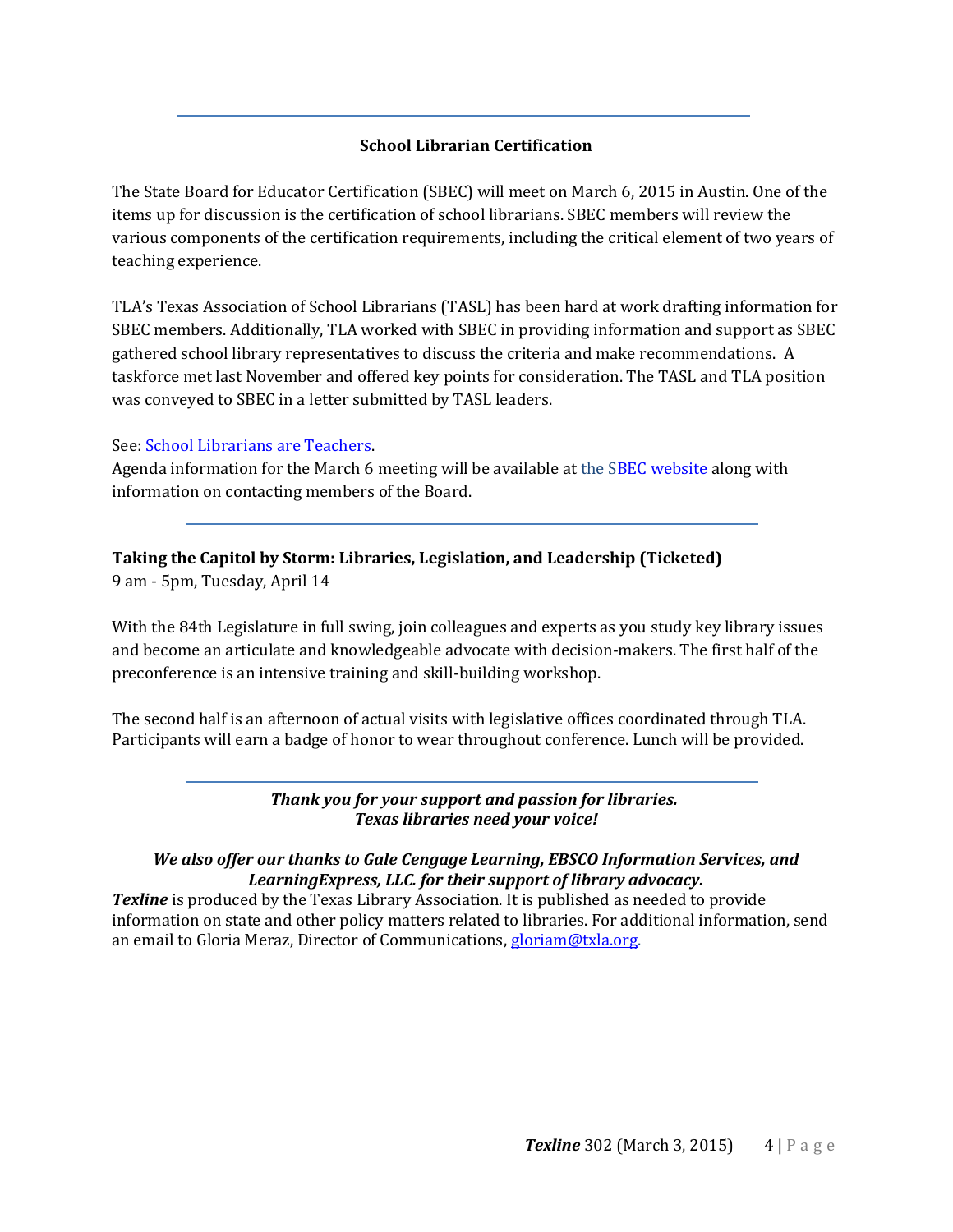---

**School Librarian Certification**

The State Board for Educator Certification (SBEC) will meet on March 6, 2015 in Austin. One of the items up for discussion is the certification of school librarians. SBEC members will review the various components of the certification requirements, including the critical element of two years of teaching experience.

TLA's Texas Association of School Librarians (TASL) has been hard at work drafting information for SBEC members. Additionally, TLA worked with SBEC in providing information and support as SBEC gathered school library representatives to discuss the criteria and make recommendations. A taskforce met last November and offered key points for consideration. The TASL and TLA position was conveyed to SBEC in a letter submitted by TASL leaders.

See: School Librarians are Teachers.
Agenda information for the March 6 meeting will be available at the SBEC website along with information on contacting members of the Board.

---

**Taking the Capitol by Storm: Libraries, Legislation, and Leadership (Ticketed)**
9 am - 5pm, Tuesday, April 14

With the 84th Legislature in full swing, join colleagues and experts as you study key library issues and become an articulate and knowledgeable advocate with decision-makers. The first half of the preconference is an intensive training and skill-building workshop.

The second half is an afternoon of actual visits with legislative offices coordinated through TLA. Participants will earn a badge of honor to wear throughout conference. Lunch will be provided.

---

***Thank you for your support and passion for libraries.***
***Texas libraries need your voice!***

***We also offer our thanks to Gale Cengage Learning, EBSCO Information Services, and LearningExpress, LLC. for their support of library advocacy.***

***Texline*** is produced by the Texas Library Association. It is published as needed to provide information on state and other policy matters related to libraries. For additional information, send an email to Gloria Meraz, Director of Communications, gloriam@txla.org.